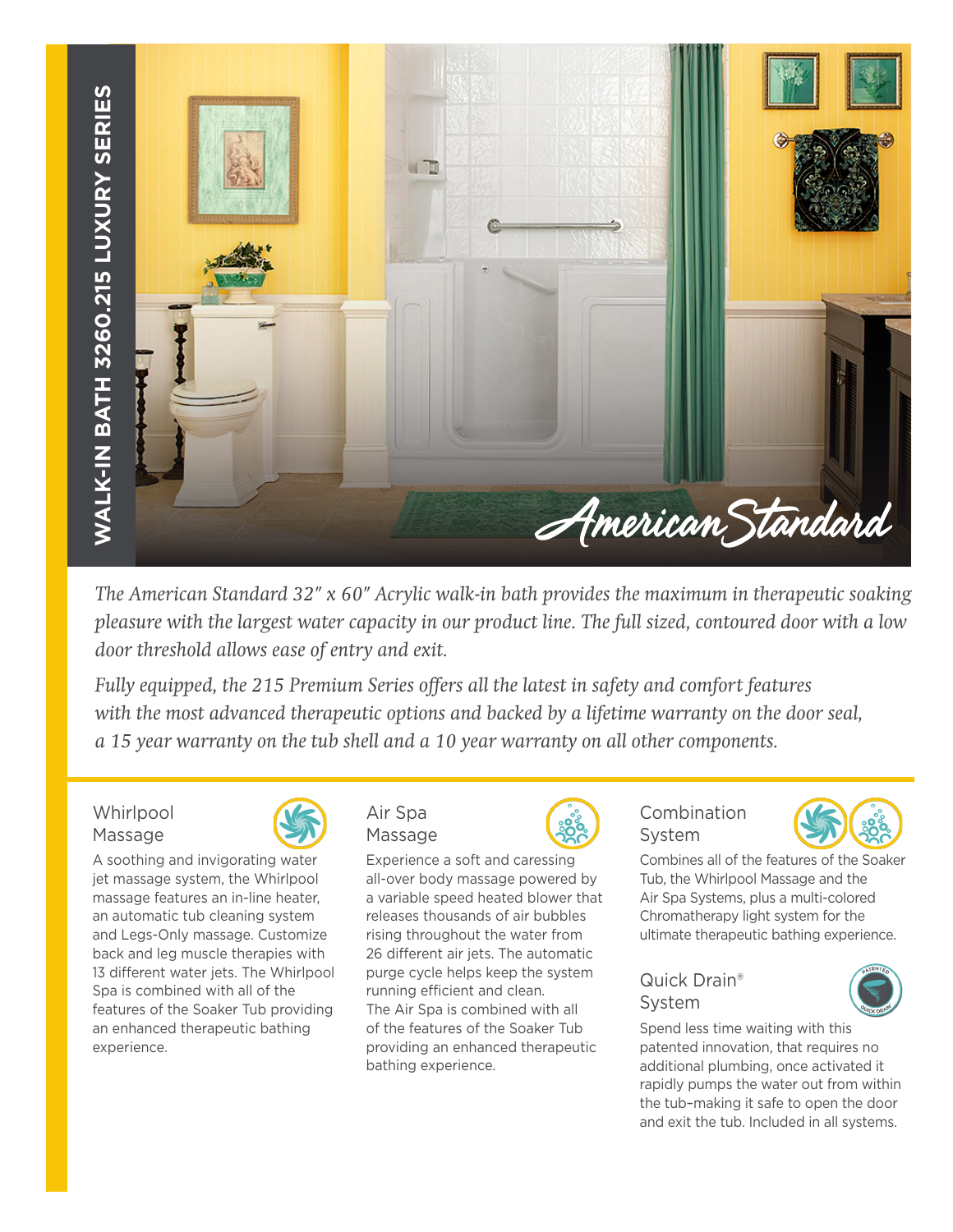# WALK-IN BATH 3260.215 LUXURY SERIES

*The American Standard 32" x 60" Acrylic walk-in bath provides the maximum in therapeutic soaking pleasure with the largest water capacity in our product line. The full sized, contoured door with a low door threshold allows ease of entry and exit.*

*Fully equipped, the 215 Premium Series offers all the latest in safety and comfort features with the most advanced therapeutic options and backed by a lifetime warranty on the door seal, a 15 year warranty on the tub shell and a 10 year warranty on all other components.*

### Whirlpool Massage

A soothing and invigorating water jet massage system, the Whirlpool massage features an in-line heater, an automatic tub cleaning system and Legs-Only massage. Customize back and leg muscle therapies with 13 different water jets. The Whirlpool Spa is combined with all of the features of the Soaker Tub providing an enhanced therapeutic bathing experience.

### Air Spa Massage

Experience a soft and caressing all-over body massage powered by a variable speed heated blower that releases thousands of air bubbles rising throughout the water from 26 different air jets. The automatic purge cycle helps keep the system running efficient and clean. The Air Spa is combined with all of the features of the Soaker Tub providing an enhanced therapeutic bathing experience.

### Combination System

Combines all of the features of the Soaker Tub, the Whirlpool Massage and the Air Spa Systems, plus a multi-colored Chromatherapy light system for the ultimate therapeutic bathing experience.

### Quick Drain® System

Spend less time waiting with this patented innovation, that requires no additional plumbing, once activated it rapidly pumps the water out from within the tub–making it safe to open the door and exit the tub. Included in all systems.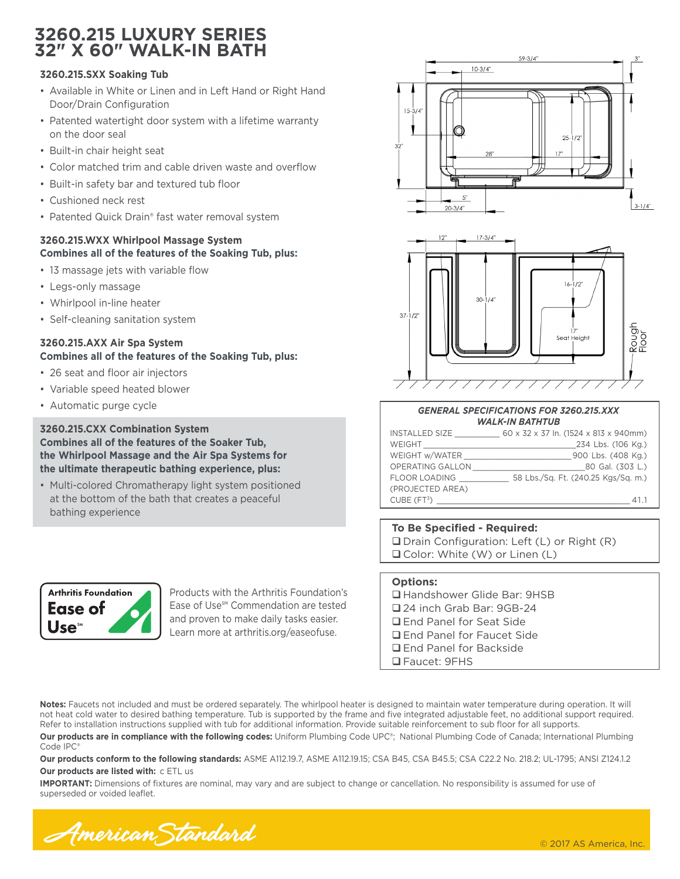# 3260.215 LUXURY SERIES 32" X 60" WALK-IN BATH

### 3260.215.SXX Soaking Tub

- Available in White or Linen and in Left Hand or Right Hand Door/Drain Configuration
- Patented watertight door system with a lifetime warranty on the door seal
- Built-in chair height seat
- Color matched trim and cable driven waste and overflow
- Built-in safety bar and textured tub floor
- Cushioned neck rest
- Patented Quick Drain® fast water removal system

### 3260.215.WXX Whirlpool Massage System
**Combines all of the features of the Soaking Tub, plus:**

- 13 massage jets with variable flow
- Legs-only massage
- Whirlpool in-line heater
- Self-cleaning sanitation system

### 3260.215.AXX Air Spa System
**Combines all of the features of the Soaking Tub, plus:**

- 26 seat and floor air injectors
- Variable speed heated blower
- Automatic purge cycle

### 3260.215.CXX Combination System
**Combines all of the features of the Soaker Tub, the Whirlpool Massage and the Air Spa Systems for the ultimate therapeutic bathing experience, plus:**

- Multi-colored Chromatherapy light system positioned at the bottom of the bath that creates a peaceful bathing experience

59-3/4"
3"
10-3/4"
15-3/4"
32"
25-1/2"
28"
17"
5"
20-3/4"
3-1/4"

12"
17-3/4"
16-1/2"
30-1/4"
37-1/2"
17" Seat Height
Rough Floor

Arthritis Foundation Ease of Use℠

Products with the Arthritis Foundation's Ease of Use℠ Commendation are tested and proven to make daily tasks easier. Learn more at arthritis.org/easeofuse.

***GENERAL SPECIFICATIONS FOR 3260.215.XXX WALK-IN BATHTUB***

| | |
|---|---|
| INSTALLED SIZE | 60 x 32 x 37 In. (1524 x 813 x 940mm) |
| WEIGHT | 234 Lbs. (106 Kg.) |
| WEIGHT w/WATER | 900 Lbs. (408 Kg.) |
| OPERATING GALLON | 80 Gal. (303 L.) |
| FLOOR LOADING (PROJECTED AREA) | 58 Lbs./Sq. Ft. (240.25 Kgs/Sq. m.) |
| CUBE (FT$^3$) | 41.1 |

**To Be Specified - Required:**

- ❑ Drain Configuration: Left (L) or Right (R)
- ❑ Color: White (W) or Linen (L)

**Options:**

- ❑ Handshower Glide Bar: 9HSB
- ❑ 24 inch Grab Bar: 9GB-24
- ❑ End Panel for Seat Side
- ❑ End Panel for Faucet Side
- ❑ End Panel for Backside
- ❑ Faucet: 9FHS

**Notes:** Faucets not included and must be ordered separately. The whirlpool heater is designed to maintain water temperature during operation. It will not heat cold water to desired bathing temperature. Tub is supported by the frame and five integrated adjustable feet, no additional support required. Refer to installation instructions supplied with tub for additional information. Provide suitable reinforcement to sub floor for all supports.

**Our products are in compliance with the following codes:** Uniform Plumbing Code UPC®; National Plumbing Code of Canada; International Plumbing Code IPC®

**Our products conform to the following standards:** ASME A112.19.7, ASME A112.19.15; CSA B45, CSA B45.5; CSA C22.2 No. 218.2; UL-1795; ANSI Z124.1.2

**Our products are listed with:** c ETL us

**IMPORTANT:** Dimensions of fixtures are nominal, may vary and are subject to change or cancellation. No responsibility is assumed for use of superseded or voided leaflet.

American Standard

© 2017 AS America, Inc.